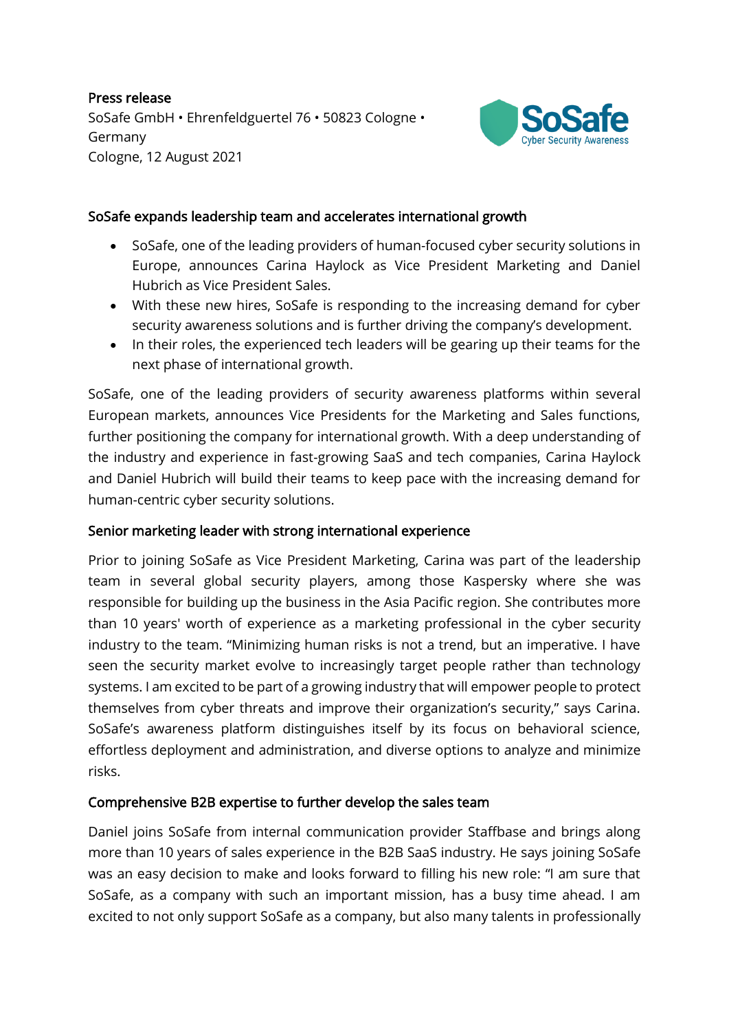**Press release**
SoSafe GmbH • Ehrenfeldguertel 76 • 50823 Cologne • Germany
Cologne, 12 August 2021

## SoSafe expands leadership team and accelerates international growth

- SoSafe, one of the leading providers of human-focused cyber security solutions in Europe, announces Carina Haylock as Vice President Marketing and Daniel Hubrich as Vice President Sales.
- With these new hires, SoSafe is responding to the increasing demand for cyber security awareness solutions and is further driving the company's development.
- In their roles, the experienced tech leaders will be gearing up their teams for the next phase of international growth.

SoSafe, one of the leading providers of security awareness platforms within several European markets, announces Vice Presidents for the Marketing and Sales functions, further positioning the company for international growth. With a deep understanding of the industry and experience in fast-growing SaaS and tech companies, Carina Haylock and Daniel Hubrich will build their teams to keep pace with the increasing demand for human-centric cyber security solutions.

### Senior marketing leader with strong international experience

Prior to joining SoSafe as Vice President Marketing, Carina was part of the leadership team in several global security players, among those Kaspersky where she was responsible for building up the business in the Asia Pacific region. She contributes more than 10 years' worth of experience as a marketing professional in the cyber security industry to the team. "Minimizing human risks is not a trend, but an imperative. I have seen the security market evolve to increasingly target people rather than technology systems. I am excited to be part of a growing industry that will empower people to protect themselves from cyber threats and improve their organization's security," says Carina. SoSafe's awareness platform distinguishes itself by its focus on behavioral science, effortless deployment and administration, and diverse options to analyze and minimize risks.

### Comprehensive B2B expertise to further develop the sales team

Daniel joins SoSafe from internal communication provider Staffbase and brings along more than 10 years of sales experience in the B2B SaaS industry. He says joining SoSafe was an easy decision to make and looks forward to filling his new role: "I am sure that SoSafe, as a company with such an important mission, has a busy time ahead. I am excited to not only support SoSafe as a company, but also many talents in professionally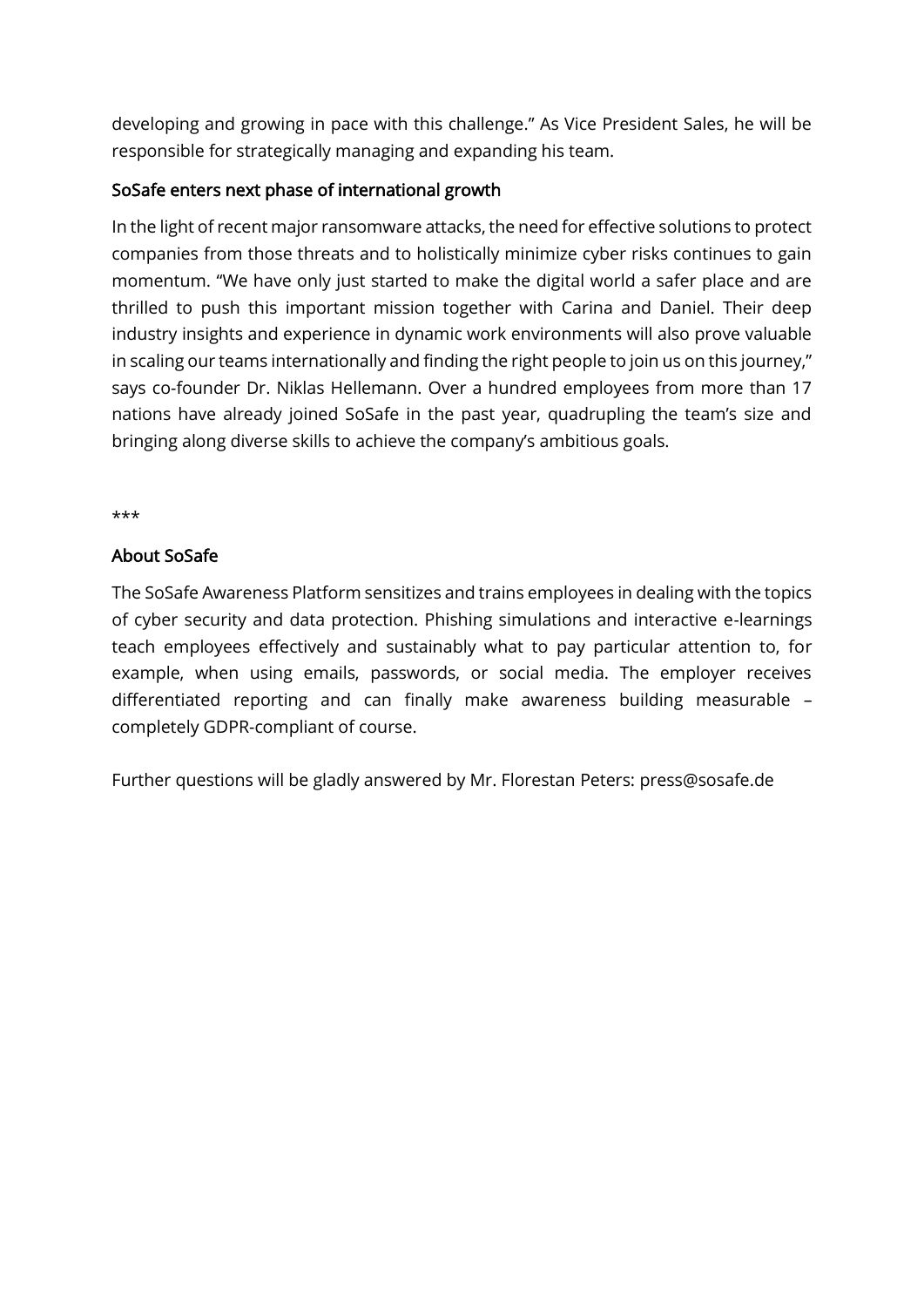developing and growing in pace with this challenge." As Vice President Sales, he will be responsible for strategically managing and expanding his team.

## SoSafe enters next phase of international growth

In the light of recent major ransomware attacks, the need for effective solutions to protect companies from those threats and to holistically minimize cyber risks continues to gain momentum. "We have only just started to make the digital world a safer place and are thrilled to push this important mission together with Carina and Daniel. Their deep industry insights and experience in dynamic work environments will also prove valuable in scaling our teams internationally and finding the right people to join us on this journey," says co-founder Dr. Niklas Hellemann. Over a hundred employees from more than 17 nations have already joined SoSafe in the past year, quadrupling the team's size and bringing along diverse skills to achieve the company's ambitious goals.

***

## About SoSafe

The SoSafe Awareness Platform sensitizes and trains employees in dealing with the topics of cyber security and data protection. Phishing simulations and interactive e-learnings teach employees effectively and sustainably what to pay particular attention to, for example, when using emails, passwords, or social media. The employer receives differentiated reporting and can finally make awareness building measurable – completely GDPR-compliant of course.

Further questions will be gladly answered by Mr. Florestan Peters: press@sosafe.de